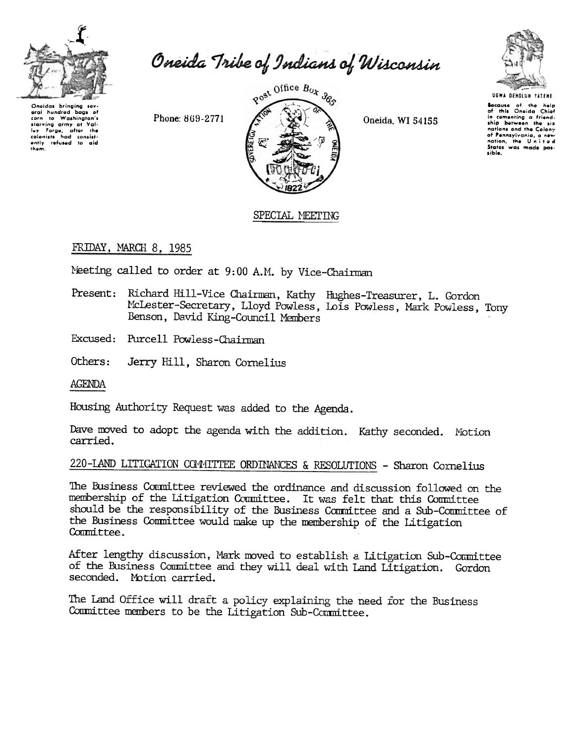# Oneida Tribe of Indians of Wisconsin

Oneidas bringing several hundred bags of corn to Washington's starving army at Valley Forge, after the colonists had consistently refused to aid them.

Phone: 869-2771

Post Office Box 365

Oneida, WI 54155

UGWA DEHOLUN YATENE

Because of the help of this Oneida Chief in cementing a friendship between the six nations and the Colony of Pennsylvania, a new nation, the United States was made possible.

## SPECIAL MEETING

FRIDAY, MARCH 8, 1985

Meeting called to order at 9:00 A.M. by Vice-Chairman

Present: Richard Hill-Vice Chairman, Kathy Hughes-Treasurer, L. Gordon McLester-Secretary, Lloyd Powless, Lois Powless, Mark Powless, Tony Benson, David King-Council Members

Excused: Purcell Powless-Chairman

Others: Jerry Hill, Sharon Cornelius

AGENDA

Housing Authority Request was added to the Agenda.

Dave moved to adopt the agenda with the addition. Kathy seconded. Motion carried.

220-LAND LITIGATION COMMITTEE ORDINANCES & RESOLUTIONS - Sharon Cornelius

The Business Committee reviewed the ordinance and discussion followed on the membership of the Litigation Committee. It was felt that this Committee should be the responsibility of the Business Committee and a Sub-Committee of the Business Committee would make up the membership of the Litigation Committee.

After lengthy discussion, Mark moved to establish a Litigation Sub-Committee of the Business Committee and they will deal with Land Litigation. Gordon seconded. Motion carried.

The Land Office will draft a policy explaining the need for the Business Committee members to be the Litigation Sub-Committee.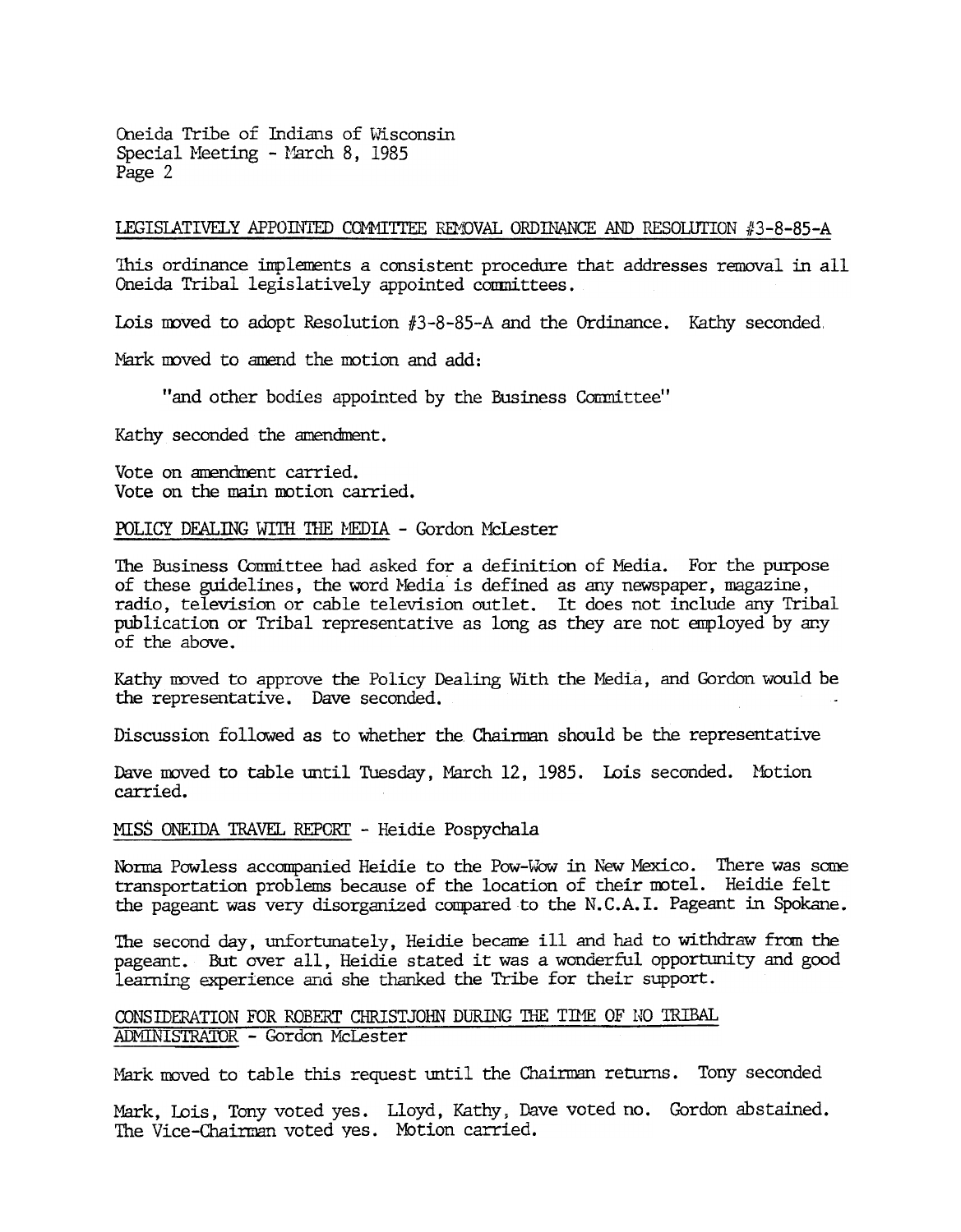Oneida Tribe of Indians of Wisconsin
Special Meeting - March 8, 1985

LEGISLATIVELY APPOINTED COMMITTEE REMOVAL ORDINANCE AND RESOLUTION #3-8-85-A

This ordinance implements a consistent procedure that addresses removal in all Oneida Tribal legislatively appointed committees.

Lois moved to adopt Resolution #3-8-85-A and the Ordinance. Kathy seconded.

Mark moved to amend the motion and add:

> "and other bodies appointed by the Business Committee"

Kathy seconded the amendment.

Vote on amendment carried.
Vote on the main motion carried.

POLICY DEALING WITH THE MEDIA - Gordon McLester

The Business Committee had asked for a definition of Media. For the purpose of these guidelines, the word Media is defined as any newspaper, magazine, radio, television or cable television outlet. It does not include any Tribal publication or Tribal representative as long as they are not employed by any of the above.

Kathy moved to approve the Policy Dealing With the Media, and Gordon would be the representative. Dave seconded.

Discussion followed as to whether the Chairman should be the representative

Dave moved to table until Tuesday, March 12, 1985. Lois seconded. Motion carried.

MISS ONEIDA TRAVEL REPORT - Heidie Pospychala

Norma Powless accompanied Heidie to the Pow-Wow in New Mexico. There was some transportation problems because of the location of their motel. Heidie felt the pageant was very disorganized compared to the N.C.A.I. Pageant in Spokane.

The second day, unfortunately, Heidie became ill and had to withdraw from the pageant. But over all, Heidie stated it was a wonderful opportunity and good learning experience and she thanked the Tribe for their support.

CONSIDERATION FOR ROBERT CHRISTJOHN DURING THE TIME OF NO TRIBAL ADMINISTRATOR - Gordon McLester

Mark moved to table this request until the Chairman returns. Tony seconded

Mark, Lois, Tony voted yes. Lloyd, Kathy, Dave voted no. Gordon abstained. The Vice-Chairman voted yes. Motion carried.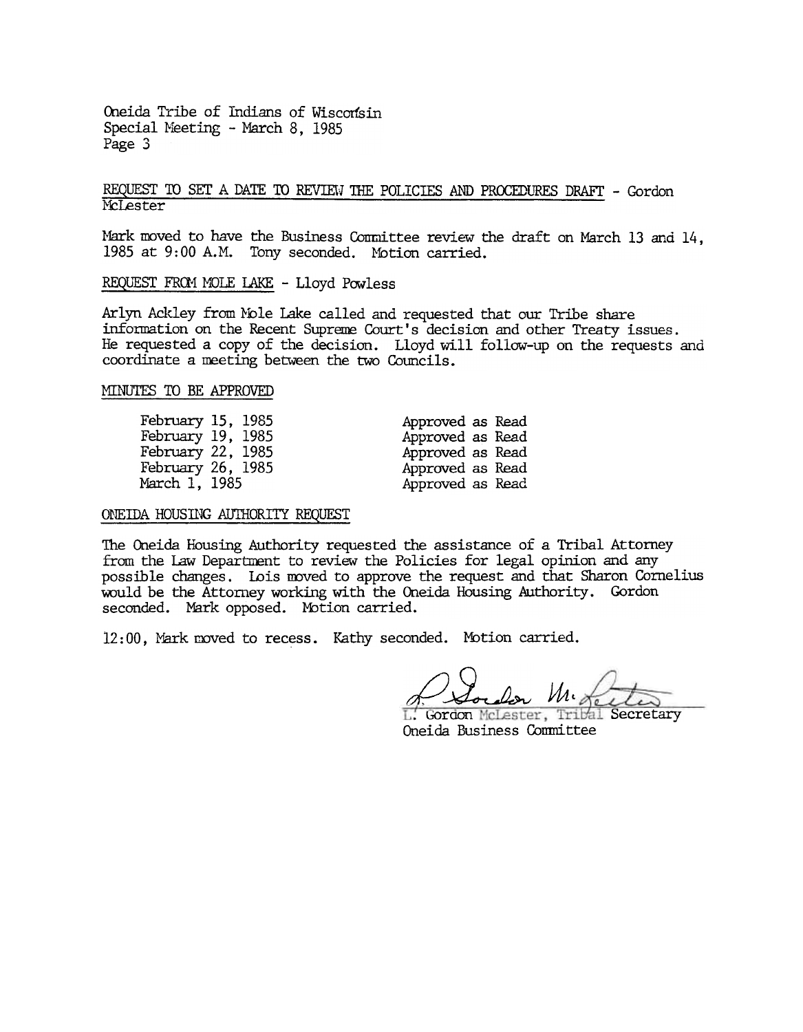Oneida Tribe of Indians of Wisconsin
Special Meeting - March 8, 1985
Page 3

REQUEST TO SET A DATE TO REVIEW THE POLICIES AND PROCEDURES DRAFT - Gordon McLester

Mark moved to have the Business Committee review the draft on March 13 and 14, 1985 at 9:00 A.M. Tony seconded. Motion carried.

REQUEST FROM MOLE LAKE - Lloyd Powless

Arlyn Ackley from Mole Lake called and requested that our Tribe share information on the Recent Supreme Court's decision and other Treaty issues. He requested a copy of the decision. Lloyd will follow-up on the requests and coordinate a meeting between the two Councils.

MINUTES TO BE APPROVED

| | |
|---|---|
| February 15, 1985 | Approved as Read |
| February 19, 1985 | Approved as Read |
| February 22, 1985 | Approved as Read |
| February 26, 1985 | Approved as Read |
| March 1, 1985 | Approved as Read |

ONEIDA HOUSING AUTHORITY REQUEST

The Oneida Housing Authority requested the assistance of a Tribal Attorney from the Law Department to review the Policies for legal opinion and any possible changes. Lois moved to approve the request and that Sharon Cornelius would be the Attorney working with the Oneida Housing Authority. Gordon seconded. Mark opposed. Motion carried.

12:00, Mark moved to recess. Kathy seconded. Motion carried.

L. Gordon McLester, Tribal Secretary
Oneida Business Committee